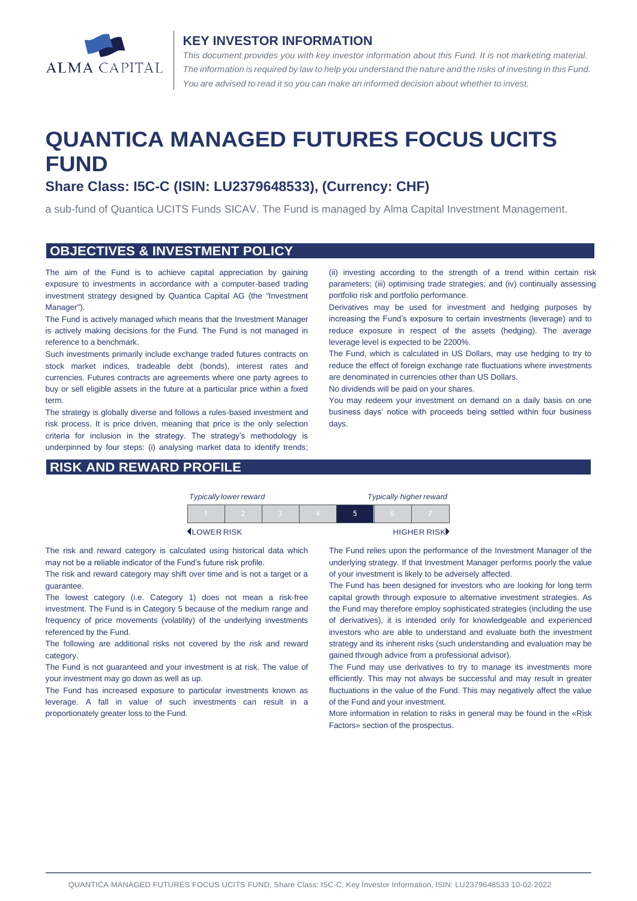## KEY INVESTOR INFORMATION

*This document provides you with key investor information about this Fund. It is not marketing material. The information is required by law to help you understand the nature and the risks of investing in this Fund. You are advised to read it so you can make an informed decision about whether to invest.*

# QUANTICA MANAGED FUTURES FOCUS UCITS FUND

## Share Class: I5C-C (ISIN: LU2379648533), (Currency: CHF)

a sub-fund of Quantica UCITS Funds SICAV. The Fund is managed by Alma Capital Investment Management.

## OBJECTIVES & INVESTMENT POLICY

The aim of the Fund is to achieve capital appreciation by gaining exposure to investments in accordance with a computer-based trading investment strategy designed by Quantica Capital AG (the "Investment Manager").

The Fund is actively managed which means that the Investment Manager is actively making decisions for the Fund. The Fund is not managed in reference to a benchmark.

Such investments primarily include exchange traded futures contracts on stock market indices, tradeable debt (bonds), interest rates and currencies. Futures contracts are agreements where one party agrees to buy or sell eligible assets in the future at a particular price within a fixed term.

The strategy is globally diverse and follows a rules-based investment and risk process. It is price driven, meaning that price is the only selection criteria for inclusion in the strategy. The strategy's methodology is underpinned by four steps: (i) analysing market data to identify trends; (ii) investing according to the strength of a trend within certain risk parameters; (iii) optimising trade strategies; and (iv) continually assessing portfolio risk and portfolio performance.

Derivatives may be used for investment and hedging purposes by increasing the Fund's exposure to certain investments (leverage) and to reduce exposure in respect of the assets (hedging). The average leverage level is expected to be 2200%.

The Fund, which is calculated in US Dollars, may use hedging to try to reduce the effect of foreign exchange rate fluctuations where investments are denominated in currencies other than US Dollars.

No dividends will be paid on your shares.

You may redeem your investment on demand on a daily basis on one business days' notice with proceeds being settled within four business days.

## RISK AND REWARD PROFILE

| *Typically lower reward* | | | | | | *Typically higher reward* |
|---|---|---|---|---|---|---|
| 1 | 2 | 3 | 4 | **5** | 6 | 7 |
| LOWER RISK | | | | | | HIGHER RISK |

The risk and reward category is calculated using historical data which may not be a reliable indicator of the Fund's future risk profile.

The risk and reward category may shift over time and is not a target or a guarantee.

The lowest category (i.e. Category 1) does not mean a risk-free investment. The Fund is in Category 5 because of the medium range and frequency of price movements (volatility) of the underlying investments referenced by the Fund.

The following are additional risks not covered by the risk and reward category.

The Fund is not guaranteed and your investment is at risk. The value of your investment may go down as well as up.

The Fund has increased exposure to particular investments known as leverage. A fall in value of such investments can result in a proportionately greater loss to the Fund.

The Fund relies upon the performance of the Investment Manager of the underlying strategy. If that Investment Manager performs poorly the value of your investment is likely to be adversely affected.

The Fund has been designed for investors who are looking for long term capital growth through exposure to alternative investment strategies. As the Fund may therefore employ sophisticated strategies (including the use of derivatives), it is intended only for knowledgeable and experienced investors who are able to understand and evaluate both the investment strategy and its inherent risks (such understanding and evaluation may be gained through advice from a professional advisor).

The Fund may use derivatives to try to manage its investments more efficiently. This may not always be successful and may result in greater fluctuations in the value of the Fund. This may negatively affect the value of the Fund and your investment.

More information in relation to risks in general may be found in the «Risk Factors» section of the prospectus.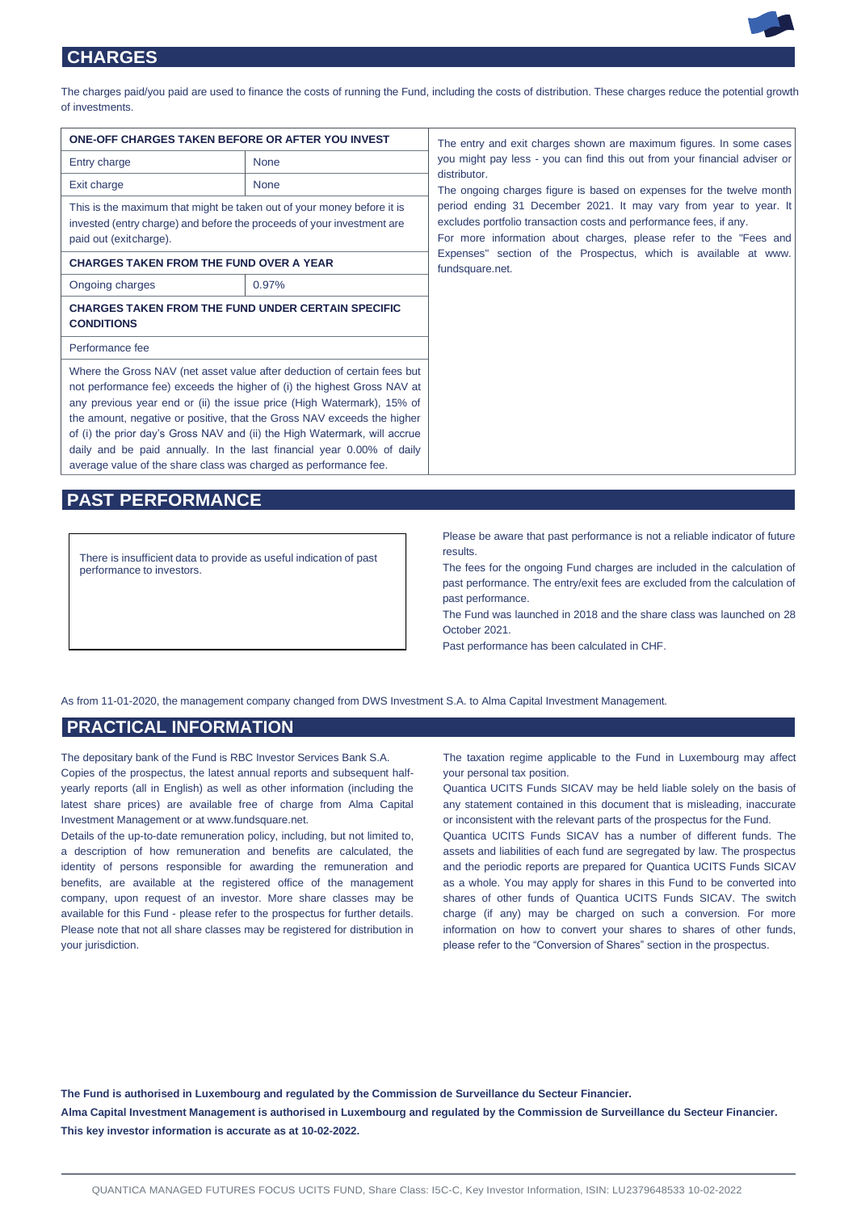## CHARGES

The charges paid/you paid are used to finance the costs of running the Fund, including the costs of distribution. These charges reduce the potential growth of investments.

| ONE-OFF CHARGES TAKEN BEFORE OR AFTER YOU INVEST | |
|---|---|
| Entry charge | None |
| Exit charge | None |
| This is the maximum that might be taken out of your money before it is invested (entry charge) and before the proceeds of your investment are paid out (exitcharge). | |
| **CHARGES TAKEN FROM THE FUND OVER A YEAR** | |
| Ongoing charges | 0.97% |
| **CHARGES TAKEN FROM THE FUND UNDER CERTAIN SPECIFIC CONDITIONS** | |
| Performance fee | |
| Where the Gross NAV (net asset value after deduction of certain fees but not performance fee) exceeds the higher of (i) the highest Gross NAV at any previous year end or (ii) the issue price (High Watermark), 15% of the amount, negative or positive, that the Gross NAV exceeds the higher of (i) the prior day's Gross NAV and (ii) the High Watermark, will accrue daily and be paid annually. In the last financial year 0.00% of daily average value of the share class was charged as performance fee. | |

The entry and exit charges shown are maximum figures. In some cases you might pay less - you can find this out from your financial adviser or distributor.

The ongoing charges figure is based on expenses for the twelve month period ending 31 December 2021. It may vary from year to year. It excludes portfolio transaction costs and performance fees, if any.

For more information about charges, please refer to the "Fees and Expenses" section of the Prospectus, which is available at www. fundsquare.net.

## PAST PERFORMANCE

There is insufficient data to provide as useful indication of past performance to investors.

Please be aware that past performance is not a reliable indicator of future results.

The fees for the ongoing Fund charges are included in the calculation of past performance. The entry/exit fees are excluded from the calculation of past performance.

The Fund was launched in 2018 and the share class was launched on 28 October 2021.

Past performance has been calculated in CHF.

As from 11-01-2020, the management company changed from DWS Investment S.A. to Alma Capital Investment Management.

## PRACTICAL INFORMATION

The depositary bank of the Fund is RBC Investor Services Bank S.A.

Copies of the prospectus, the latest annual reports and subsequent half-yearly reports (all in English) as well as other information (including the latest share prices) are available free of charge from Alma Capital Investment Management or at www.fundsquare.net.

Details of the up-to-date remuneration policy, including, but not limited to, a description of how remuneration and benefits are calculated, the identity of persons responsible for awarding the remuneration and benefits, are available at the registered office of the management company, upon request of an investor. More share classes may be available for this Fund - please refer to the prospectus for further details. Please note that not all share classes may be registered for distribution in your jurisdiction.

The taxation regime applicable to the Fund in Luxembourg may affect your personal tax position.

Quantica UCITS Funds SICAV may be held liable solely on the basis of any statement contained in this document that is misleading, inaccurate or inconsistent with the relevant parts of the prospectus for the Fund.

Quantica UCITS Funds SICAV has a number of different funds. The assets and liabilities of each fund are segregated by law. The prospectus and the periodic reports are prepared for Quantica UCITS Funds SICAV as a whole. You may apply for shares in this Fund to be converted into shares of other funds of Quantica UCITS Funds SICAV. The switch charge (if any) may be charged on such a conversion. For more information on how to convert your shares to shares of other funds, please refer to the “Conversion of Shares” section in the prospectus.

**The Fund is authorised in Luxembourg and regulated by the Commission de Surveillance du Secteur Financier.**

**Alma Capital Investment Management is authorised in Luxembourg and regulated by the Commission de Surveillance du Secteur Financier.**

**This key investor information is accurate as at 10-02-2022.**